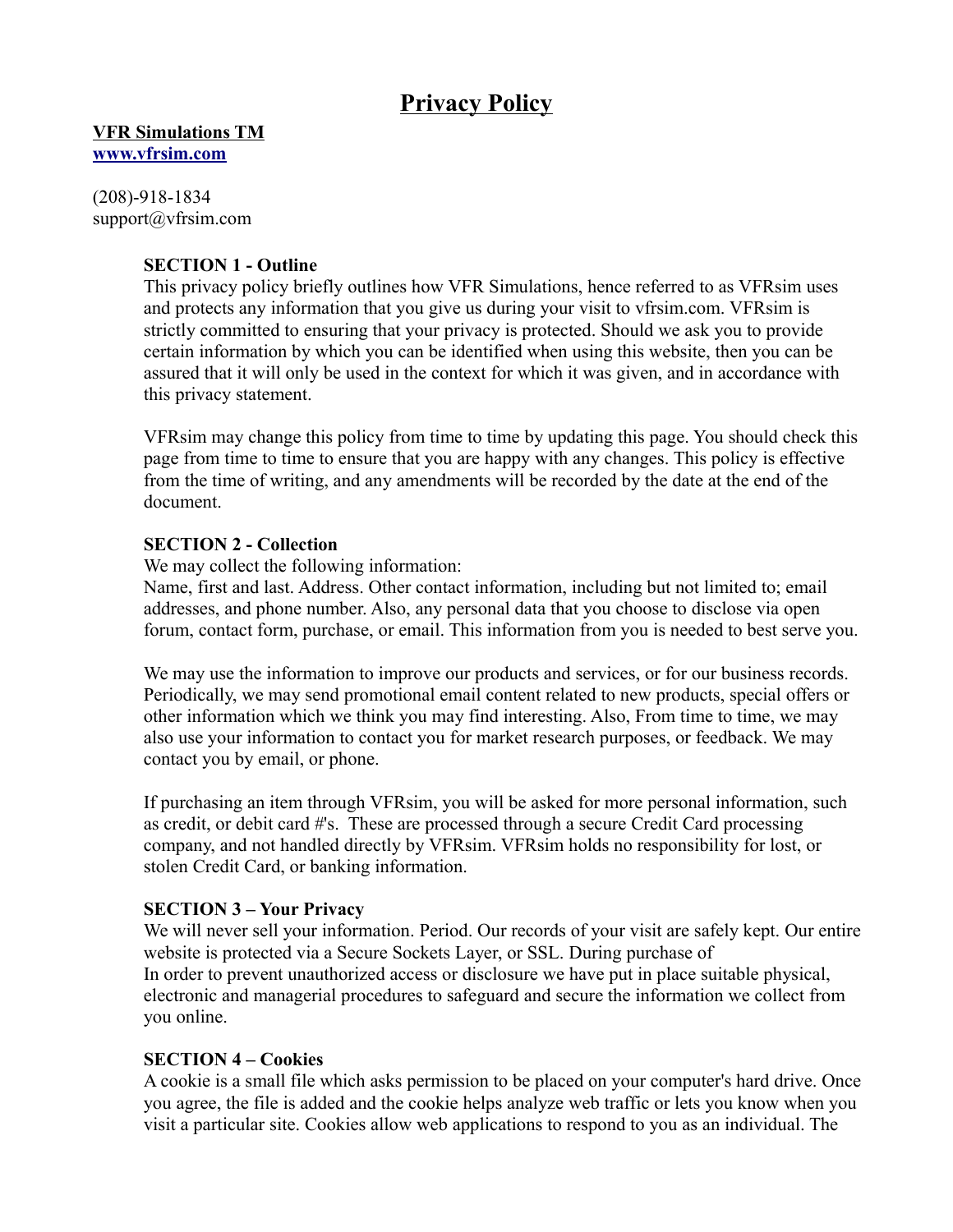# Privacy Policy

**VFR Simulations TM**
**[www.vfrsim.com](http://www.vfrsim.com)**

(208)-918-1834
support@vfrsim.com

**SECTION 1 - Outline**

This privacy policy briefly outlines how VFR Simulations, hence referred to as VFRsim uses and protects any information that you give us during your visit to vfrsim.com. VFRsim is strictly committed to ensuring that your privacy is protected. Should we ask you to provide certain information by which you can be identified when using this website, then you can be assured that it will only be used in the context for which it was given, and in accordance with this privacy statement.

VFRsim may change this policy from time to time by updating this page. You should check this page from time to time to ensure that you are happy with any changes. This policy is effective from the time of writing, and any amendments will be recorded by the date at the end of the document.

**SECTION 2 - Collection**

We may collect the following information:
Name, first and last. Address. Other contact information, including but not limited to; email addresses, and phone number. Also, any personal data that you choose to disclose via open forum, contact form, purchase, or email. This information from you is needed to best serve you.

We may use the information to improve our products and services, or for our business records. Periodically, we may send promotional email content related to new products, special offers or other information which we think you may find interesting. Also, From time to time, we may also use your information to contact you for market research purposes, or feedback. We may contact you by email, or phone.

If purchasing an item through VFRsim, you will be asked for more personal information, such as credit, or debit card #'s. These are processed through a secure Credit Card processing company, and not handled directly by VFRsim. VFRsim holds no responsibility for lost, or stolen Credit Card, or banking information.

**SECTION 3 – Your Privacy**

We will never sell your information. Period. Our records of your visit are safely kept. Our entire website is protected via a Secure Sockets Layer, or SSL. During purchase of
In order to prevent unauthorized access or disclosure we have put in place suitable physical, electronic and managerial procedures to safeguard and secure the information we collect from you online.

**SECTION 4 – Cookies**

A cookie is a small file which asks permission to be placed on your computer's hard drive. Once you agree, the file is added and the cookie helps analyze web traffic or lets you know when you visit a particular site. Cookies allow web applications to respond to you as an individual. The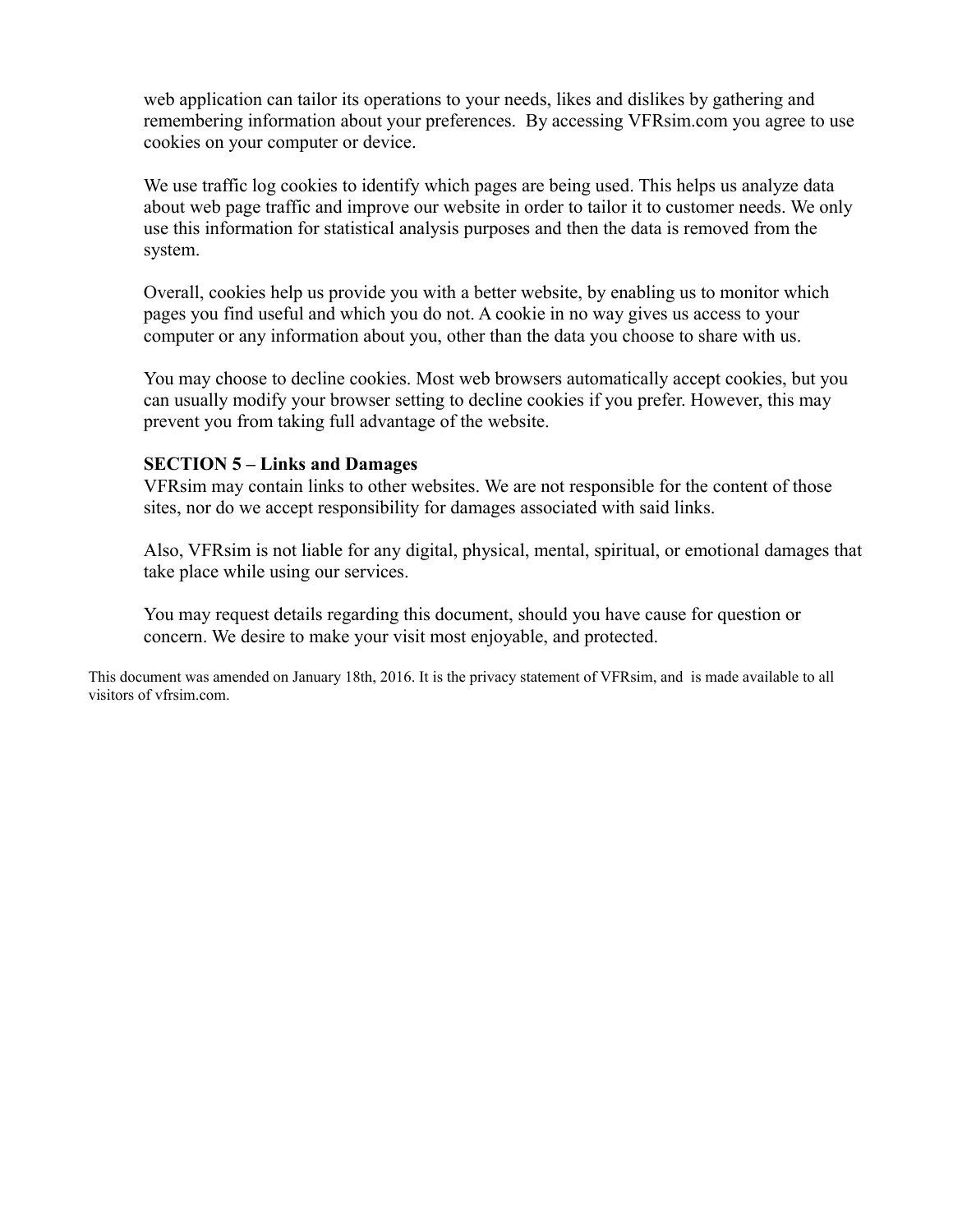web application can tailor its operations to your needs, likes and dislikes by gathering and remembering information about your preferences. By accessing VFRsim.com you agree to use cookies on your computer or device.

We use traffic log cookies to identify which pages are being used. This helps us analyze data about web page traffic and improve our website in order to tailor it to customer needs. We only use this information for statistical analysis purposes and then the data is removed from the system.

Overall, cookies help us provide you with a better website, by enabling us to monitor which pages you find useful and which you do not. A cookie in no way gives us access to your computer or any information about you, other than the data you choose to share with us.

You may choose to decline cookies. Most web browsers automatically accept cookies, but you can usually modify your browser setting to decline cookies if you prefer. However, this may prevent you from taking full advantage of the website.

**SECTION 5 – Links and Damages**

VFRsim may contain links to other websites. We are not responsible for the content of those sites, nor do we accept responsibility for damages associated with said links.

Also, VFRsim is not liable for any digital, physical, mental, spiritual, or emotional damages that take place while using our services.

You may request details regarding this document, should you have cause for question or concern. We desire to make your visit most enjoyable, and protected.

This document was amended on January 18th, 2016. It is the privacy statement of VFRsim, and is made available to all visitors of vfrsim.com.